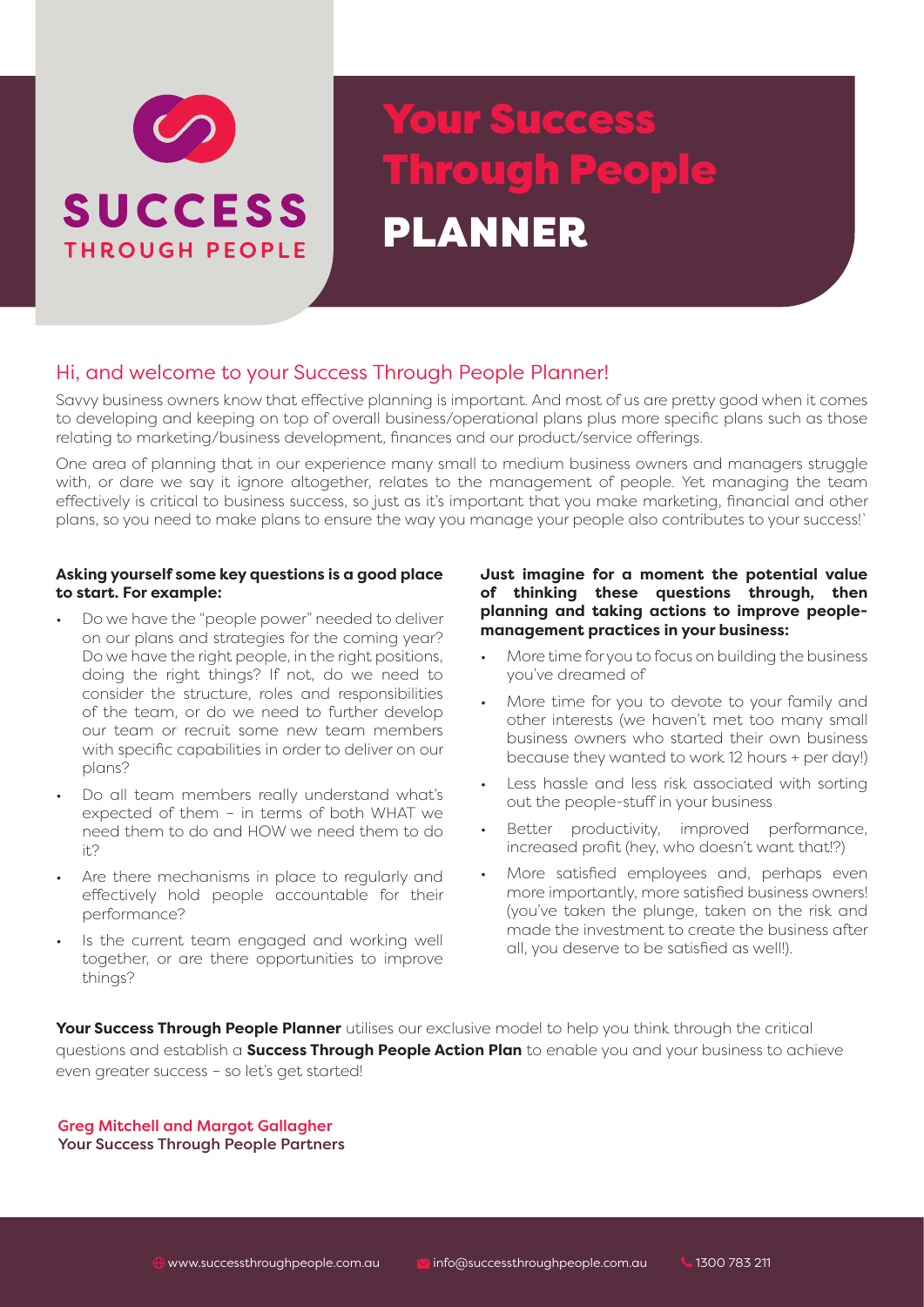SUCCESS THROUGH PEOPLE

# Your Success Through People PLANNER

## Hi, and welcome to your Success Through People Planner!

Savvy business owners know that effective planning is important. And most of us are pretty good when it comes to developing and keeping on top of overall business/operational plans plus more specific plans such as those relating to marketing/business development, finances and our product/service offerings.

One area of planning that in our experience many small to medium business owners and managers struggle with, or dare we say it ignore altogether, relates to the management of people. Yet managing the team effectively is critical to business success, so just as it's important that you make marketing, financial and other plans, so you need to make plans to ensure the way you manage your people also contributes to your success!`

**Asking yourself some key questions is a good place to start. For example:**

- Do we have the "people power" needed to deliver on our plans and strategies for the coming year? Do we have the right people, in the right positions, doing the right things? If not, do we need to consider the structure, roles and responsibilities of the team, or do we need to further develop our team or recruit some new team members with specific capabilities in order to deliver on our plans?
- Do all team members really understand what's expected of them – in terms of both WHAT we need them to do and HOW we need them to do it?
- Are there mechanisms in place to regularly and effectively hold people accountable for their performance?
- Is the current team engaged and working well together, or are there opportunities to improve things?

**Just imagine for a moment the potential value of thinking these questions through, then planning and taking actions to improve people-management practices in your business:**

- More time for you to focus on building the business you've dreamed of
- More time for you to devote to your family and other interests (we haven't met too many small business owners who started their own business because they wanted to work 12 hours + per day!)
- Less hassle and less risk associated with sorting out the people-stuff in your business
- Better productivity, improved performance, increased profit (hey, who doesn't want that!?)
- More satisfied employees and, perhaps even more importantly, more satisfied business owners! (you've taken the plunge, taken on the risk and made the investment to create the business after all, you deserve to be satisfied as well!).

**Your Success Through People Planner** utilises our exclusive model to help you think through the critical questions and establish a **Success Through People Action Plan** to enable you and your business to achieve even greater success – so let's get started!

**Greg Mitchell and Margot Gallagher**
**Your Success Through People Partners**

www.successthroughpeople.com.au info@successthroughpeople.com.au 1300 783 211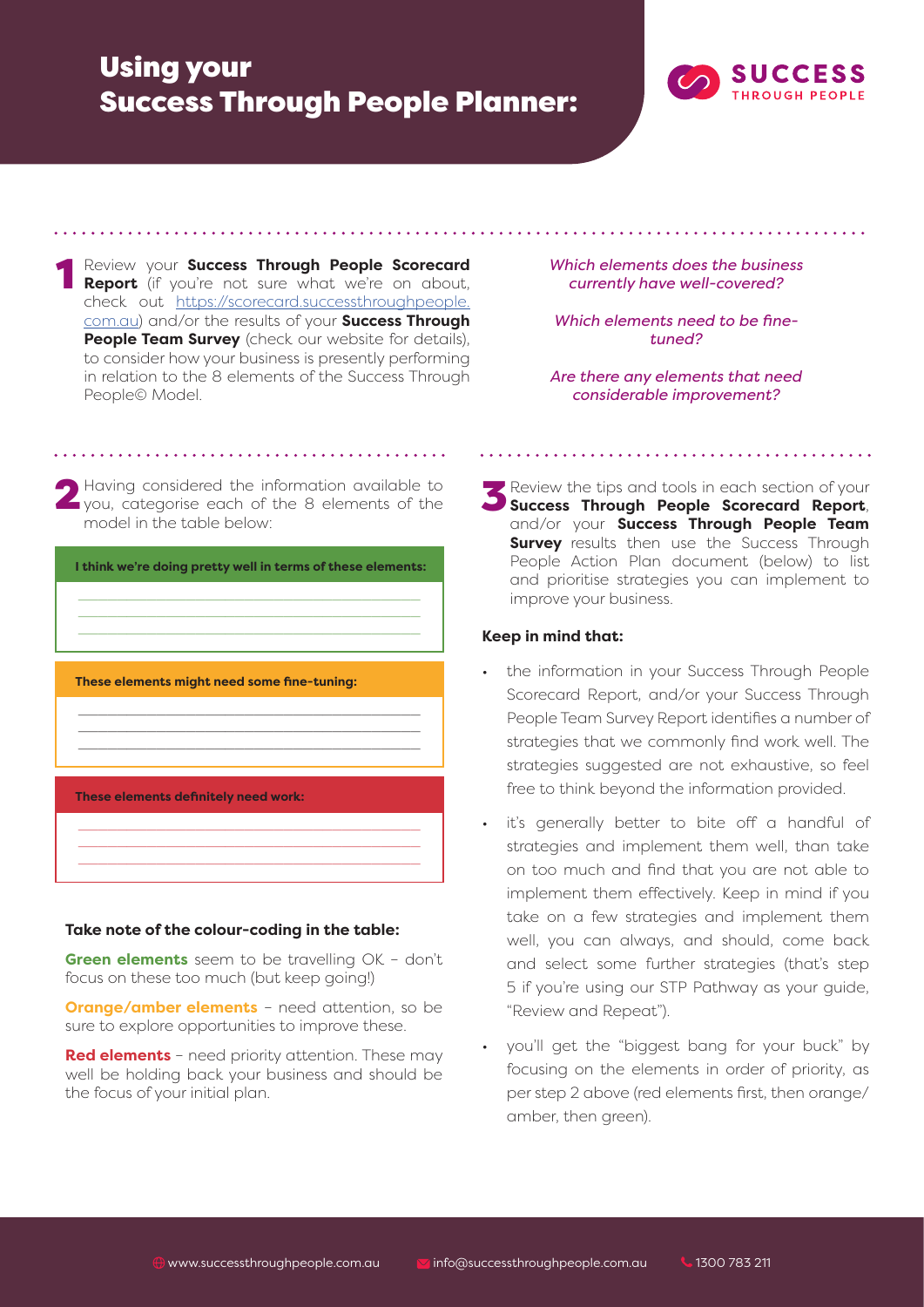# Using your Success Through People Planner:

**1** Review your **Success Through People Scorecard Report** (if you're not sure what we're on about, check out [https://scorecard.successthroughpeople.com.au](https://scorecard.successthroughpeople.com.au)) and/or the results of your **Success Through People Team Survey** (check our website for details), to consider how your business is presently performing in relation to the 8 elements of the Success Through People© Model.

*Which elements does the business currently have well-covered?*

*Which elements need to be fine-tuned?*

*Are there any elements that need considerable improvement?*

**2** Having considered the information available to you, categorise each of the 8 elements of the model in the table below:

| **I think we're doing pretty well in terms of these elements:** |
|---|
| |
| |
| |

| **These elements might need some fine-tuning:** |
|---|
| |
| |
| |

| **These elements definitely need work:** |
|---|
| |
| |
| |

**Take note of the colour-coding in the table:**

**Green elements** seem to be travelling OK – don't focus on these too much (but keep going!)

**Orange/amber elements** – need attention, so be sure to explore opportunities to improve these.

**Red elements** – need priority attention. These may well be holding back your business and should be the focus of your initial plan.

**3** Review the tips and tools in each section of your **Success Through People Scorecard Report**, and/or your **Success Through People Team Survey** results then use the Success Through People Action Plan document (below) to list and prioritise strategies you can implement to improve your business.

**Keep in mind that:**

- the information in your Success Through People Scorecard Report, and/or your Success Through People Team Survey Report identifies a number of strategies that we commonly find work well. The strategies suggested are not exhaustive, so feel free to think beyond the information provided.
- it's generally better to bite off a handful of strategies and implement them well, than take on too much and find that you are not able to implement them effectively. Keep in mind if you take on a few strategies and implement them well, you can always, and should, come back and select some further strategies (that's step 5 if you're using our STP Pathway as your guide, "Review and Repeat").
- you'll get the "biggest bang for your buck" by focusing on the elements in order of priority, as per step 2 above (red elements first, then orange/amber, then green).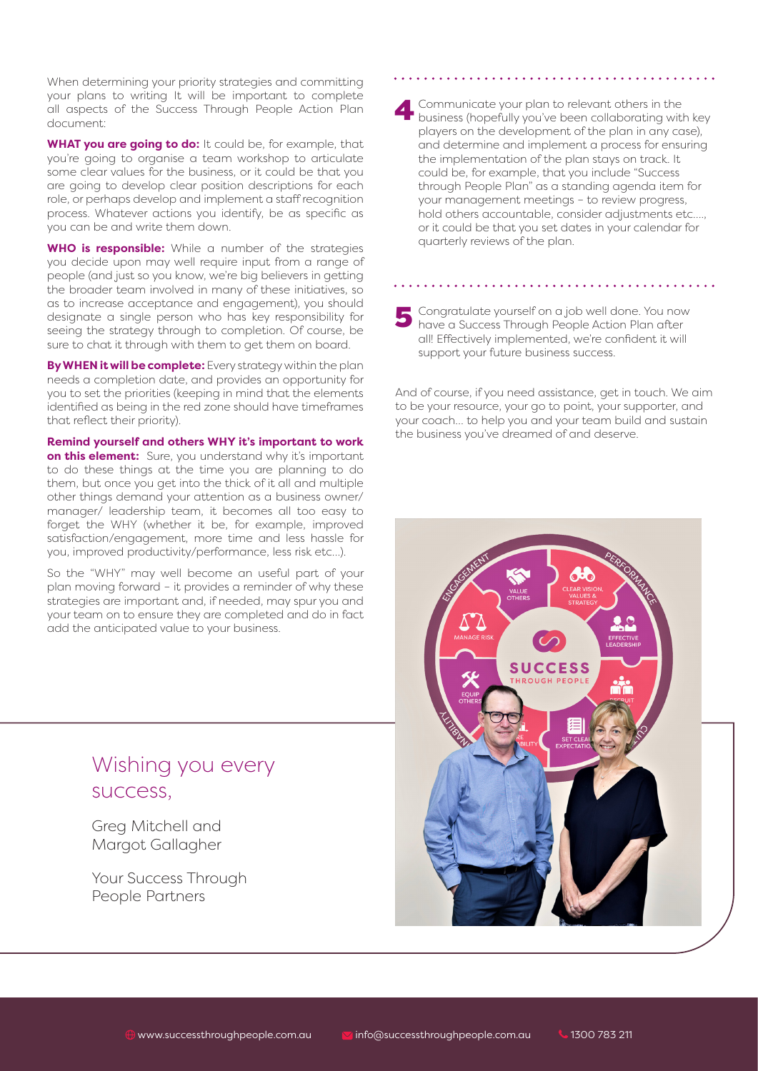When determining your priority strategies and committing your plans to writing It will be important to complete all aspects of the Success Through People Action Plan document:

**WHAT you are going to do:** It could be, for example, that you're going to organise a team workshop to articulate some clear values for the business, or it could be that you are going to develop clear position descriptions for each role, or perhaps develop and implement a staff recognition process. Whatever actions you identify, be as specific as you can be and write them down.

**WHO is responsible:** While a number of the strategies you decide upon may well require input from a range of people (and just so you know, we're big believers in getting the broader team involved in many of these initiatives, so as to increase acceptance and engagement), you should designate a single person who has key responsibility for seeing the strategy through to completion. Of course, be sure to chat it through with them to get them on board.

**By WHEN it will be complete:** Every strategy within the plan needs a completion date, and provides an opportunity for you to set the priorities (keeping in mind that the elements identified as being in the red zone should have timeframes that reflect their priority).

**Remind yourself and others WHY it's important to work on this element:** Sure, you understand why it's important to do these things at the time you are planning to do them, but once you get into the thick of it all and multiple other things demand your attention as a business owner/ manager/ leadership team, it becomes all too easy to forget the WHY (whether it be, for example, improved satisfaction/engagement, more time and less hassle for you, improved productivity/performance, less risk etc...).

So the "WHY" may well become an useful part of your plan moving forward – it provides a reminder of why these strategies are important and, if needed, may spur you and your team on to ensure they are completed and do in fact add the anticipated value to your business.

**4** Communicate your plan to relevant others in the business (hopefully you've been collaborating with key players on the development of the plan in any case), and determine and implement a process for ensuring the implementation of the plan stays on track. It could be, for example, that you include "Success through People Plan" as a standing agenda item for your management meetings – to review progress, hold others accountable, consider adjustments etc...., or it could be that you set dates in your calendar for quarterly reviews of the plan.

**5** Congratulate yourself on a job well done. You now have a Success Through People Action Plan after all! Effectively implemented, we're confident it will support your future business success.

And of course, if you need assistance, get in touch. We aim to be your resource, your go to point, your supporter, and your coach... to help you and your team build and sustain the business you've dreamed of and deserve.

## Wishing you every success,

Greg Mitchell and Margot Gallagher

Your Success Through People Partners

www.successthroughpeople.com.au info@successthroughpeople.com.au 1300 783 211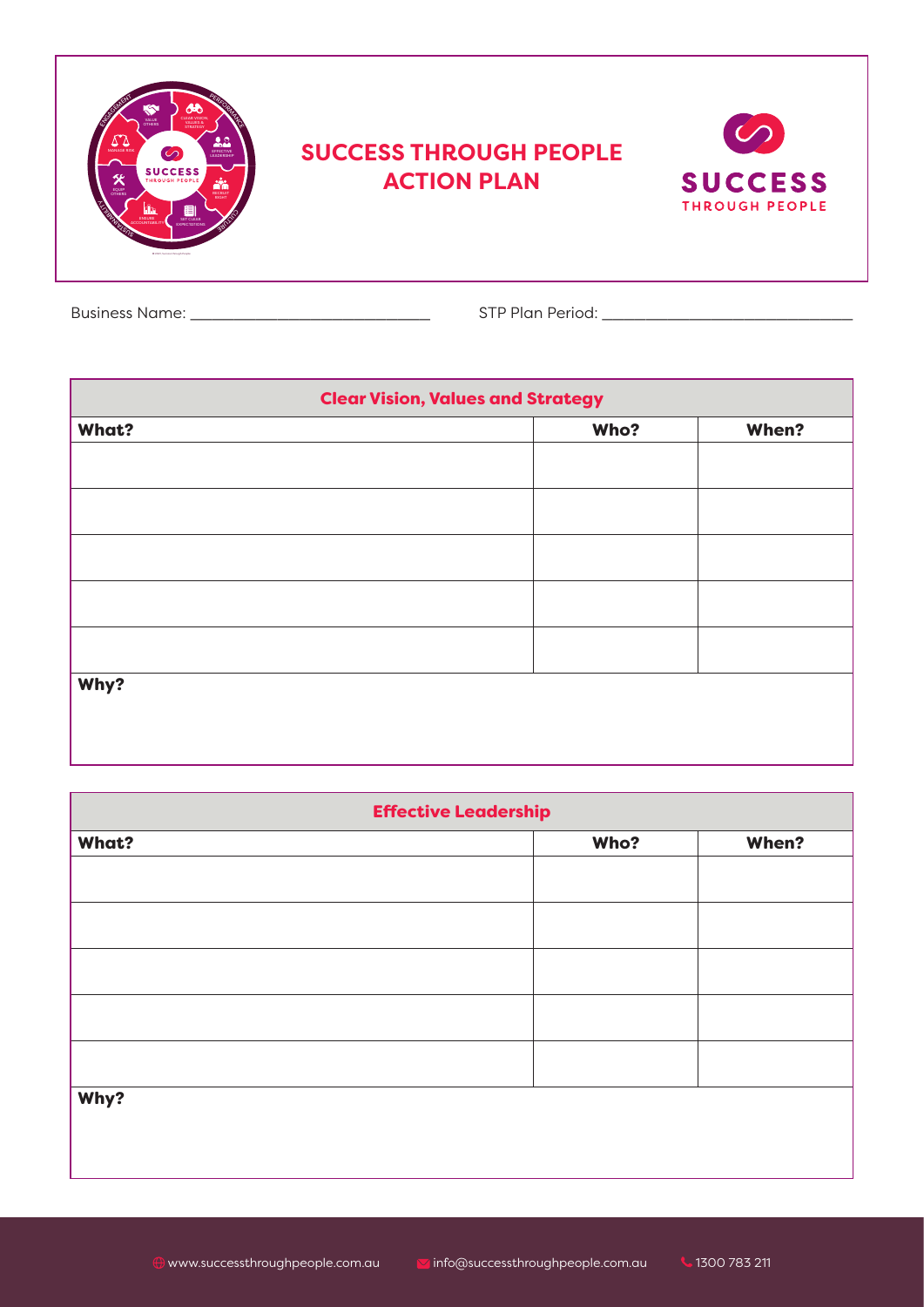# SUCCESS THROUGH PEOPLE ACTION PLAN

Business Name: ______________________________ STP Plan Period: ______________________________

| Clear Vision, Values and Strategy | | |
|---|---|---|
| **What?** | **Who?** | **When?** |
| | | |
| | | |
| | | |
| | | |
| | | |
| **Why?** | | |

| Effective Leadership | | |
|---|---|---|
| **What?** | **Who?** | **When?** |
| | | |
| | | |
| | | |
| | | |
| | | |
| **Why?** | | |

www.successthroughpeople.com.au info@successthroughpeople.com.au 1300 783 211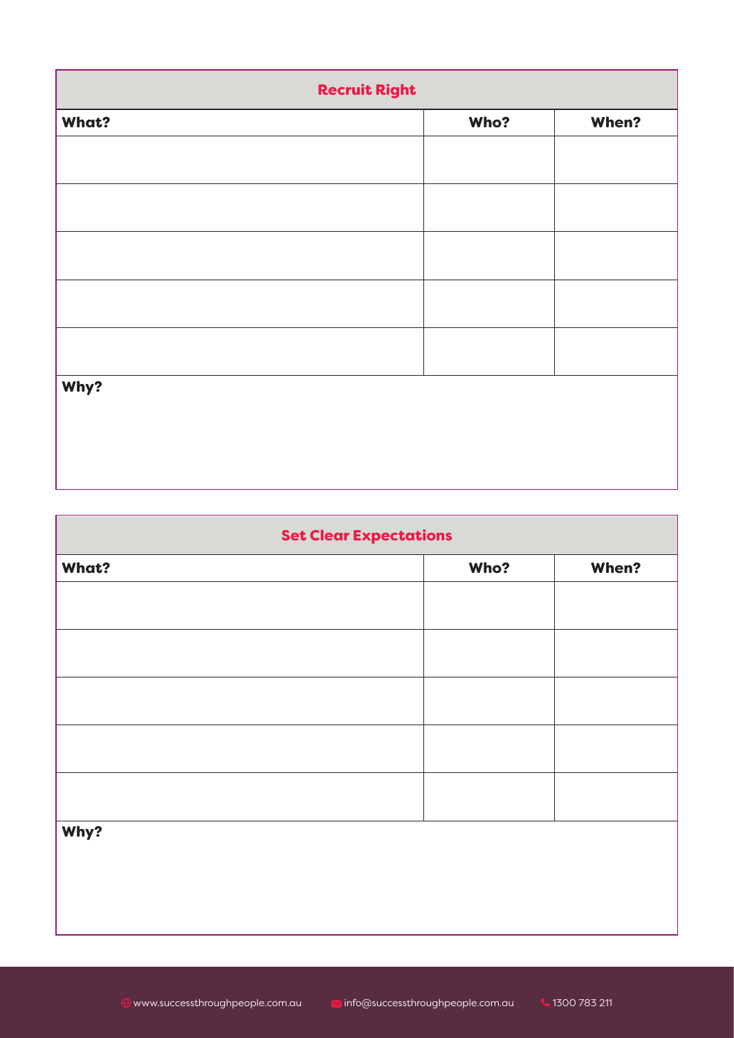| Recruit Right | | |
|---|---|---|
| **What?** | **Who?** | **When?** |
| | | |
| | | |
| | | |
| | | |
| | | |
| **Why?** | | |

| Set Clear Expectations | | |
|---|---|---|
| **What?** | **Who?** | **When?** |
| | | |
| | | |
| | | |
| | | |
| | | |
| **Why?** | | |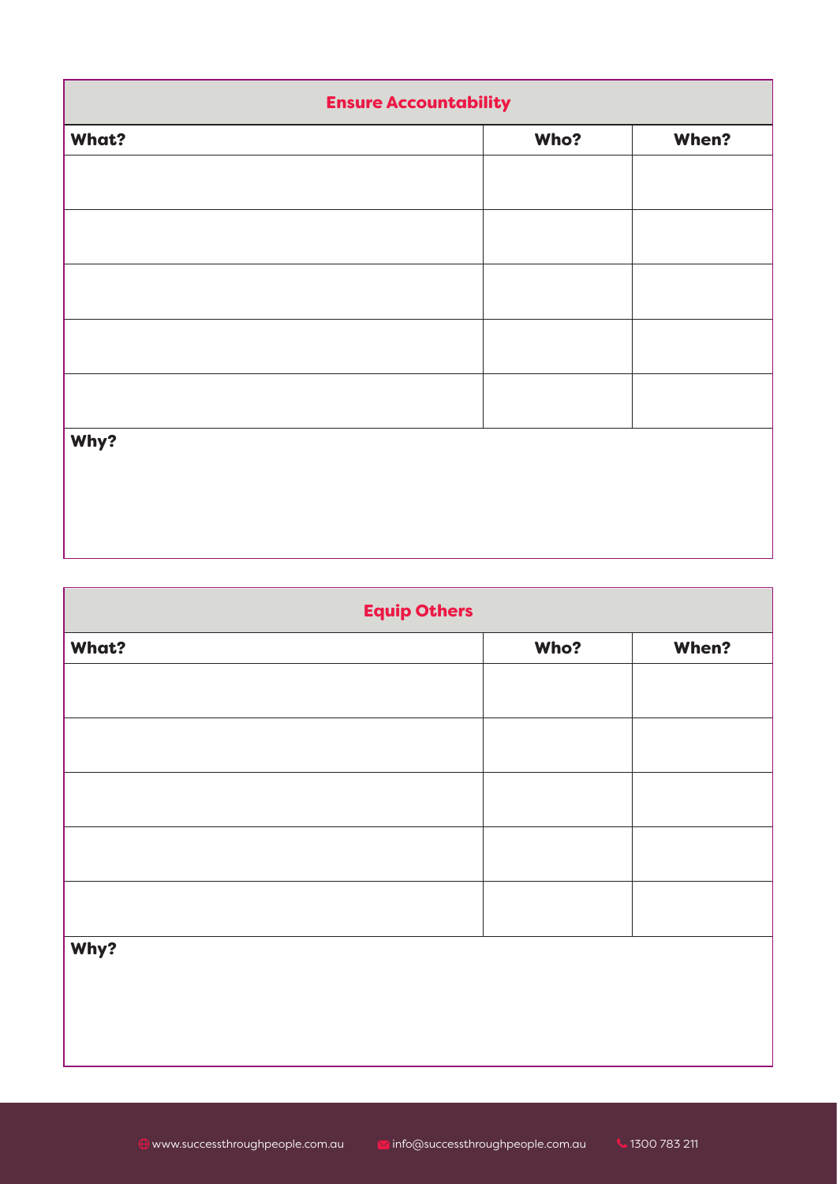| Ensure Accountability | | |
|---|---|---|
| **What?** | **Who?** | **When?** |
| | | |
| | | |
| | | |
| | | |
| | | |
| **Why?** | | |

| Equip Others | | |
|---|---|---|
| **What?** | **Who?** | **When?** |
| | | |
| | | |
| | | |
| | | |
| | | |
| **Why?** | | |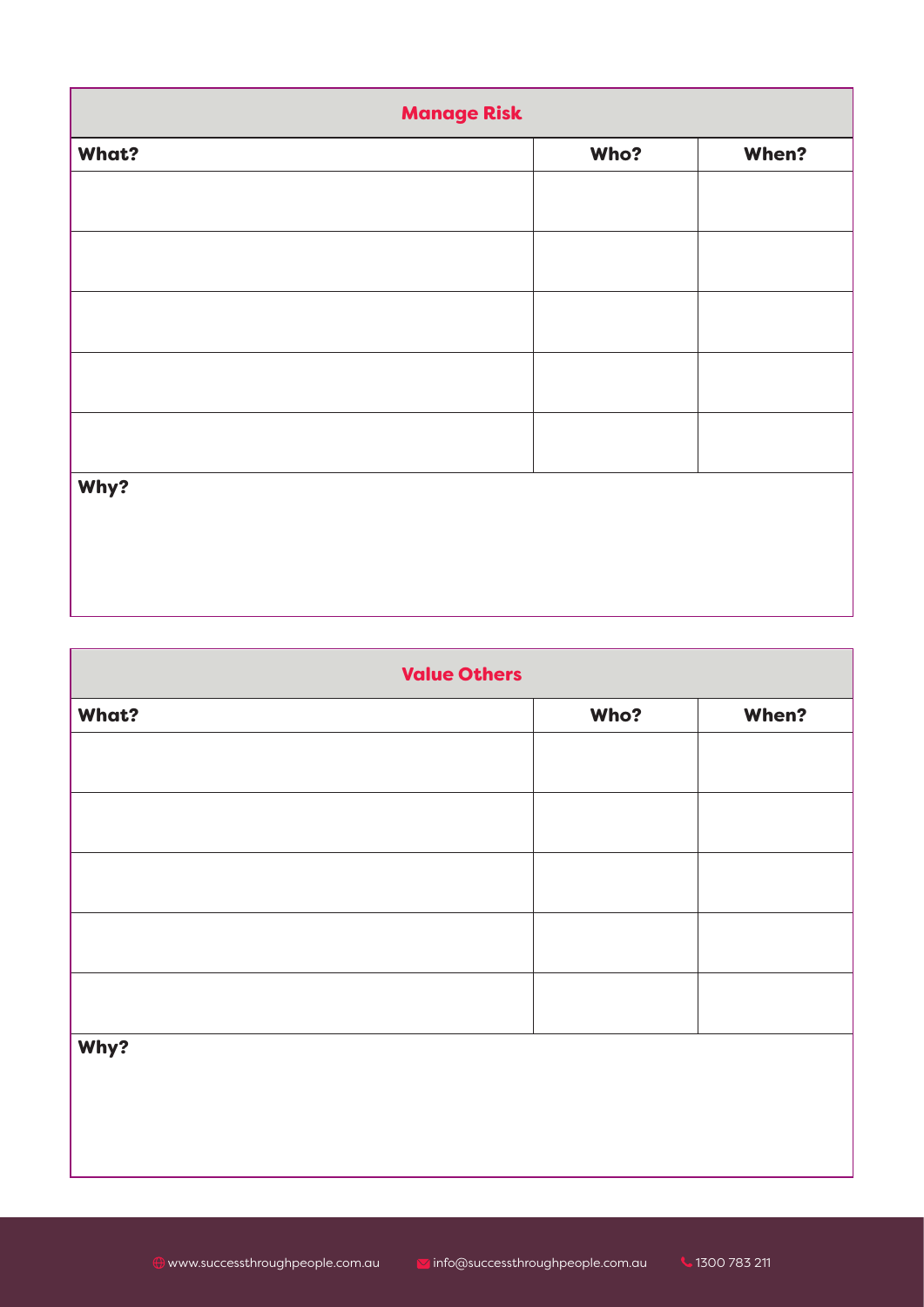## Manage Risk

| What? | Who? | When? |
|---|---|---|
| | | |
| | | |
| | | |
| | | |
| | | |

**Why?**

## Value Others

| What? | Who? | When? |
|---|---|---|
| | | |
| | | |
| | | |
| | | |
| | | |

**Why?**